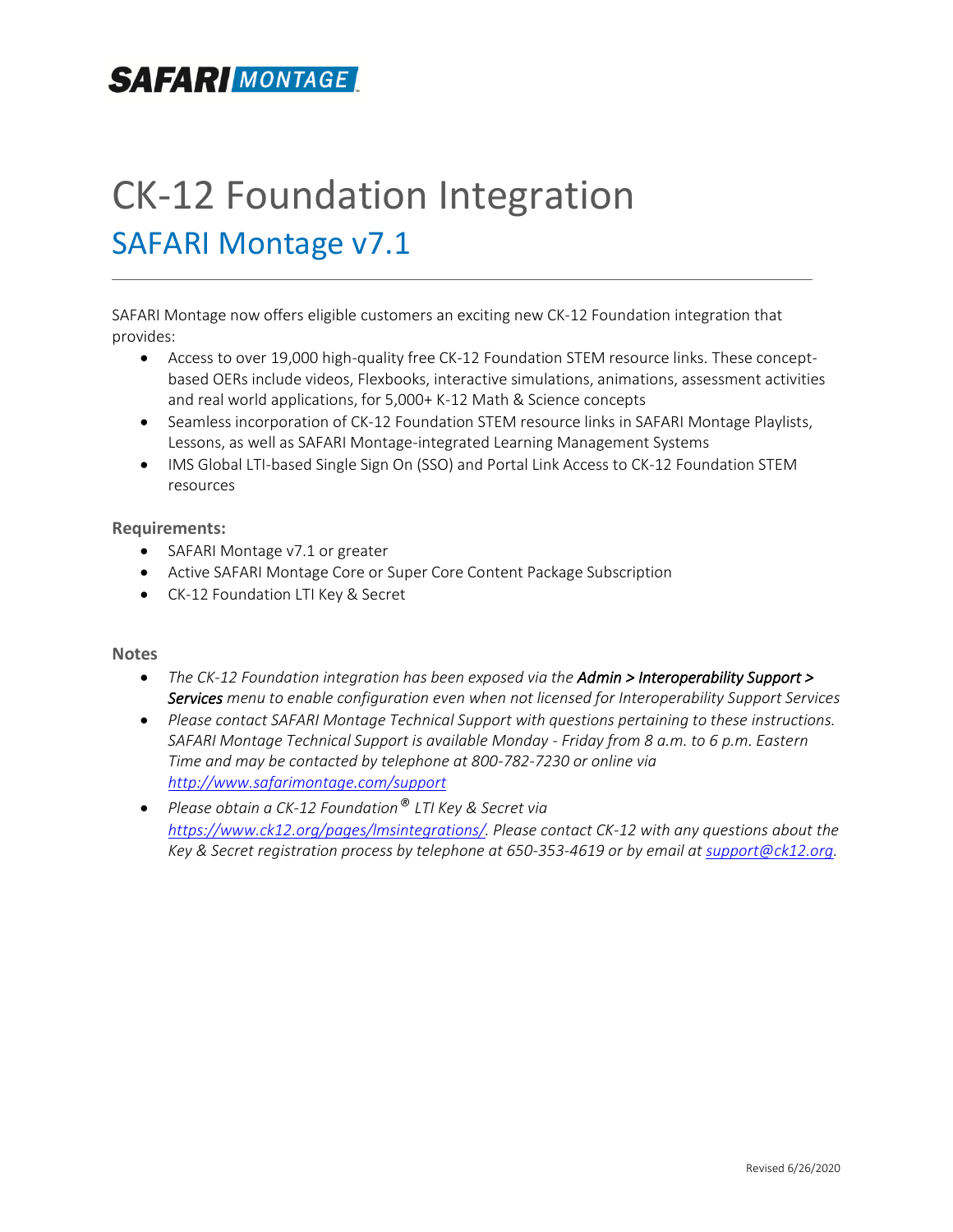**SAFARI MONTAGE**

# CK-12 Foundation Integration

## SAFARI Montage v7.1

---

SAFARI Montage now offers eligible customers an exciting new CK-12 Foundation integration that provides:

- Access to over 19,000 high-quality free CK-12 Foundation STEM resource links. These concept-based OERs include videos, Flexbooks, interactive simulations, animations, assessment activities and real world applications, for 5,000+ K-12 Math & Science concepts
- Seamless incorporation of CK-12 Foundation STEM resource links in SAFARI Montage Playlists, Lessons, as well as SAFARI Montage-integrated Learning Management Systems
- IMS Global LTI-based Single Sign On (SSO) and Portal Link Access to CK-12 Foundation STEM resources

**Requirements:**

- SAFARI Montage v7.1 or greater
- Active SAFARI Montage Core or Super Core Content Package Subscription
- CK-12 Foundation LTI Key & Secret

**Notes**

- *The CK-12 Foundation integration has been exposed via the* ***Admin > Interoperability Support > Services*** *menu to enable configuration even when not licensed for Interoperability Support Services*
- *Please contact SAFARI Montage Technical Support with questions pertaining to these instructions. SAFARI Montage Technical Support is available Monday - Friday from 8 a.m. to 6 p.m. Eastern Time and may be contacted by telephone at 800-782-7230 or online via [http://www.safarimontage.com/support](http://www.safarimontage.com/support)*
- *Please obtain a CK-12 Foundation® LTI Key & Secret via [https://www.ck12.org/pages/lmsintegrations/](https://www.ck12.org/pages/lmsintegrations/). Please contact CK-12 with any questions about the Key & Secret registration process by telephone at 650-353-4619 or by email at [support@ck12.org](mailto:support@ck12.org).*

Revised 6/26/2020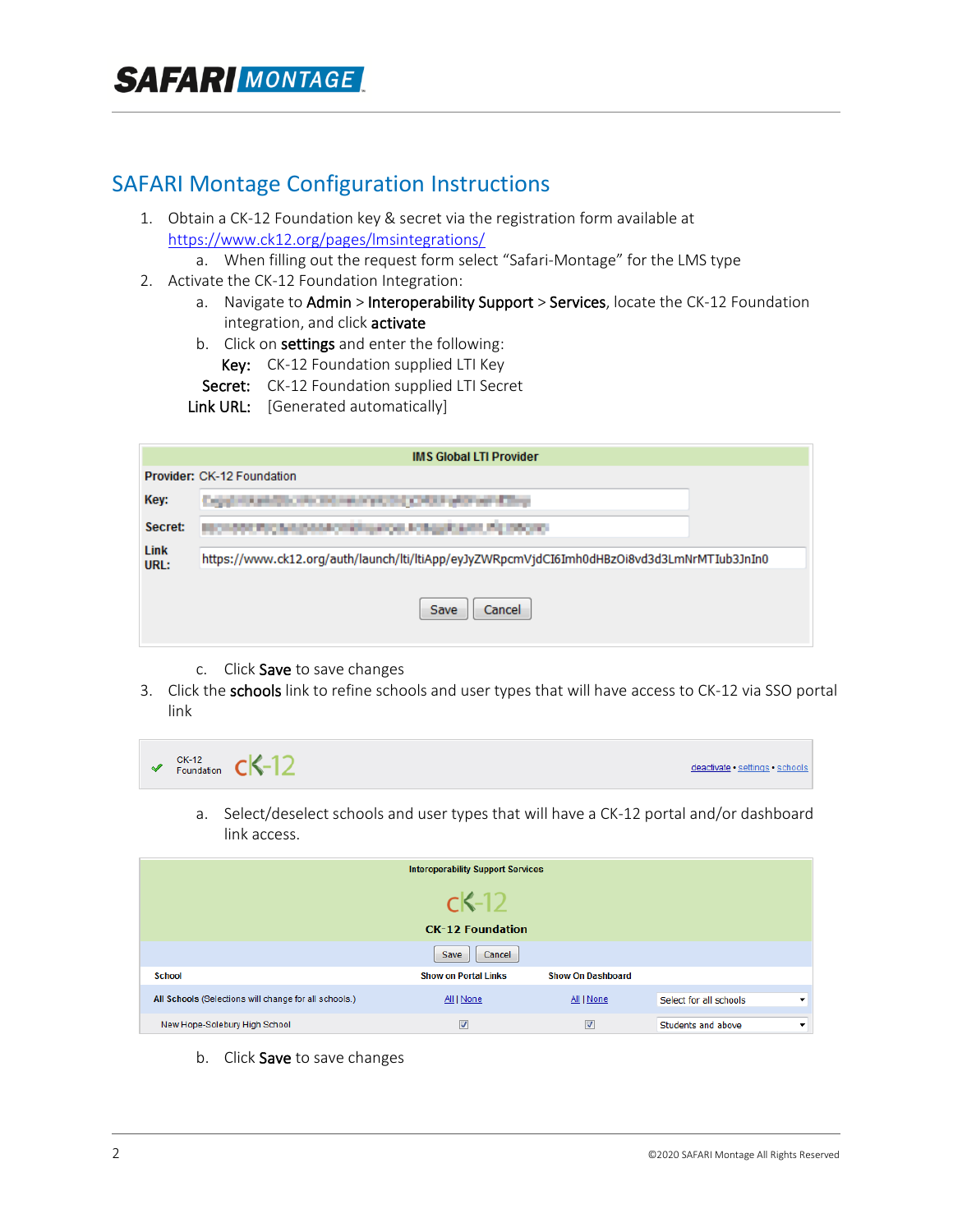## SAFARI Montage Configuration Instructions

1. Obtain a CK-12 Foundation key & secret via the registration form available at https://www.ck12.org/pages/lmsintegrations/
   a. When filling out the request form select "Safari-Montage" for the LMS type
2. Activate the CK-12 Foundation Integration:
   a. Navigate to **Admin** > **Interoperability Support** > **Services**, locate the CK-12 Foundation integration, and click **activate**
   b. Click on **settings** and enter the following:

      **Key:** CK-12 Foundation supplied LTI Key

      **Secret:** CK-12 Foundation supplied LTI Secret

      **Link URL:** [Generated automatically]

| IMS Global LTI Provider | |
|---|---|
| **Provider:** | CK-12 Foundation |
| **Key:** | |
| **Secret:** | |
| **Link URL:** | https://www.ck12.org/auth/launch/lti/ltiApp/eyJyZWRpcmVjdCI6Imh0dHBzOi8vd3d3LmNrMTIub3JnIn0 |
| | Save Cancel |

   c. Click **Save** to save changes
3. Click the **schools** link to refine schools and user types that will have access to CK-12 via SSO portal link

| CK-12 Foundation | deactivate • settings • schools |
|---|---|

   a. Select/deselect schools and user types that will have a CK-12 portal and/or dashboard link access.

Interoperability Support Services

CK-12 Foundation

| School | Show on Portal Links | Show On Dashboard | |
|---|---|---|---|
| All Schools (Selections will change for all schools.) | All \| None | All \| None | Select for all schools |
| New Hope-Solebury High School | ☑ | ☑ | Students and above |

   b. Click **Save** to save changes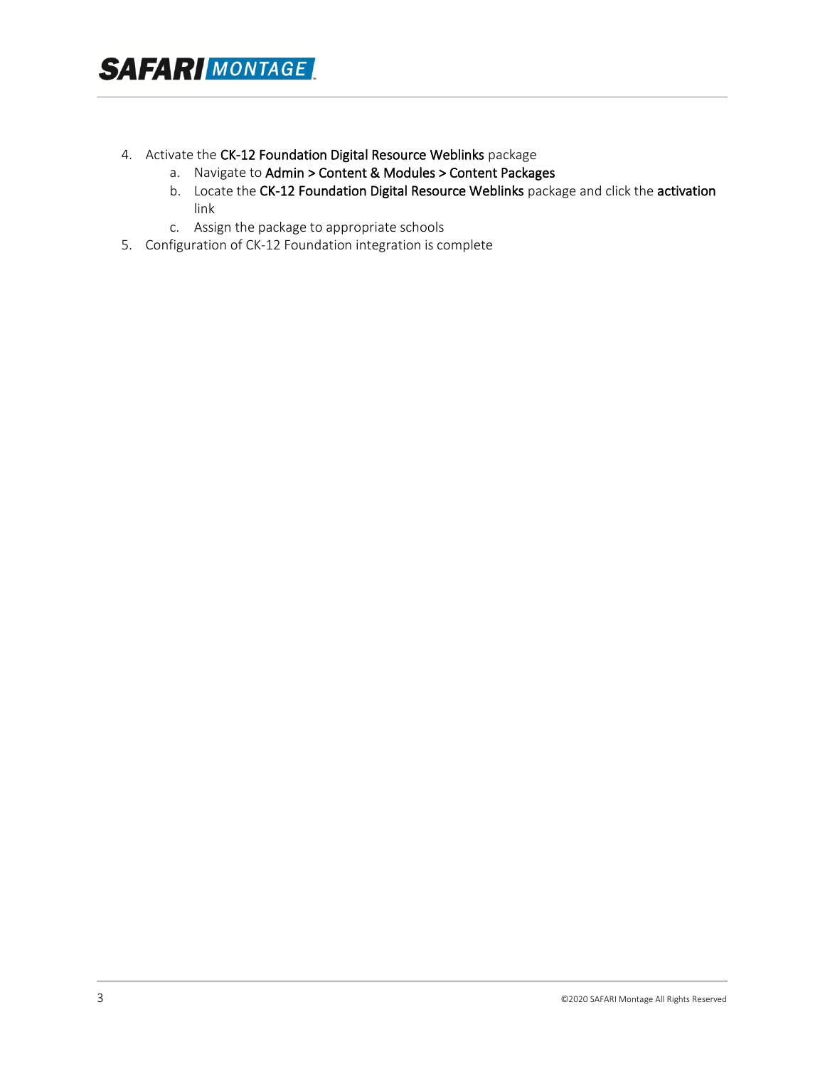4. Activate the **CK-12 Foundation Digital Resource Weblinks** package
    a. Navigate to **Admin > Content & Modules > Content Packages**
    b. Locate the **CK-12 Foundation Digital Resource Weblinks** package and click the **activation** link
    c. Assign the package to appropriate schools
5. Configuration of CK-12 Foundation integration is complete